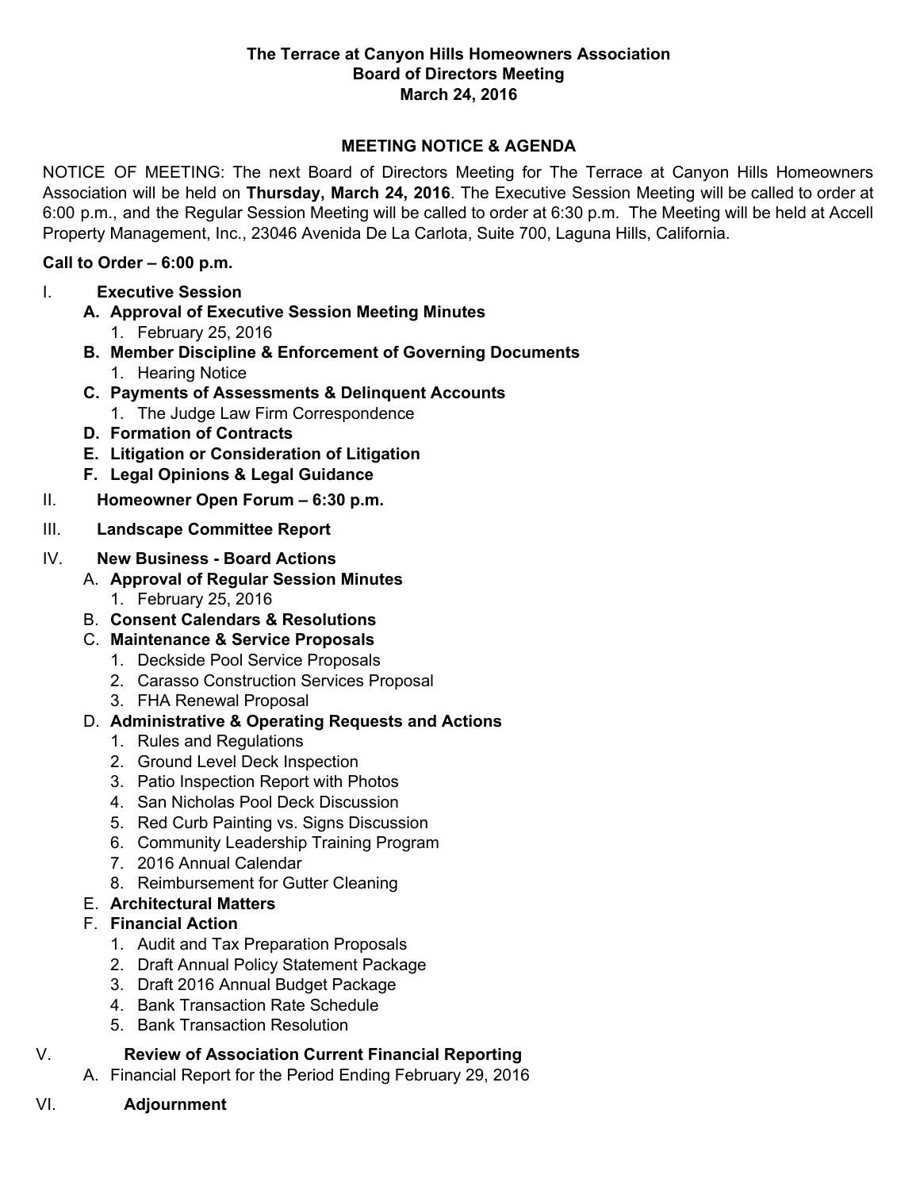# The Terrace at Canyon Hills Homeowners Association
## Board of Directors Meeting
## March 24, 2016

### MEETING NOTICE & AGENDA

NOTICE OF MEETING: The next Board of Directors Meeting for The Terrace at Canyon Hills Homeowners Association will be held on **Thursday, March 24, 2016**. The Executive Session Meeting will be called to order at 6:00 p.m., and the Regular Session Meeting will be called to order at 6:30 p.m. The Meeting will be held at Accell Property Management, Inc., 23046 Avenida De La Carlota, Suite 700, Laguna Hills, California.

**Call to Order – 6:00 p.m.**

I. **Executive Session**
   - **A. Approval of Executive Session Meeting Minutes**
     1. February 25, 2016
   - **B. Member Discipline & Enforcement of Governing Documents**
     1. Hearing Notice
   - **C. Payments of Assessments & Delinquent Accounts**
     1. The Judge Law Firm Correspondence
   - **D. Formation of Contracts**
   - **E. Litigation or Consideration of Litigation**
   - **F. Legal Opinions & Legal Guidance**

II. **Homeowner Open Forum – 6:30 p.m.**

III. **Landscape Committee Report**

IV. **New Business - Board Actions**
   - A. **Approval of Regular Session Minutes**
     1. February 25, 2016
   - B. **Consent Calendars & Resolutions**
   - C. **Maintenance & Service Proposals**
     1. Deckside Pool Service Proposals
     2. Carasso Construction Services Proposal
     3. FHA Renewal Proposal
   - D. **Administrative & Operating Requests and Actions**
     1. Rules and Regulations
     2. Ground Level Deck Inspection
     3. Patio Inspection Report with Photos
     4. San Nicholas Pool Deck Discussion
     5. Red Curb Painting vs. Signs Discussion
     6. Community Leadership Training Program
     7. 2016 Annual Calendar
     8. Reimbursement for Gutter Cleaning
   - E. **Architectural Matters**
   - F. **Financial Action**
     1. Audit and Tax Preparation Proposals
     2. Draft Annual Policy Statement Package
     3. Draft 2016 Annual Budget Package
     4. Bank Transaction Rate Schedule
     5. Bank Transaction Resolution

V. **Review of Association Current Financial Reporting**
   - A. Financial Report for the Period Ending February 29, 2016

VI. **Adjournment**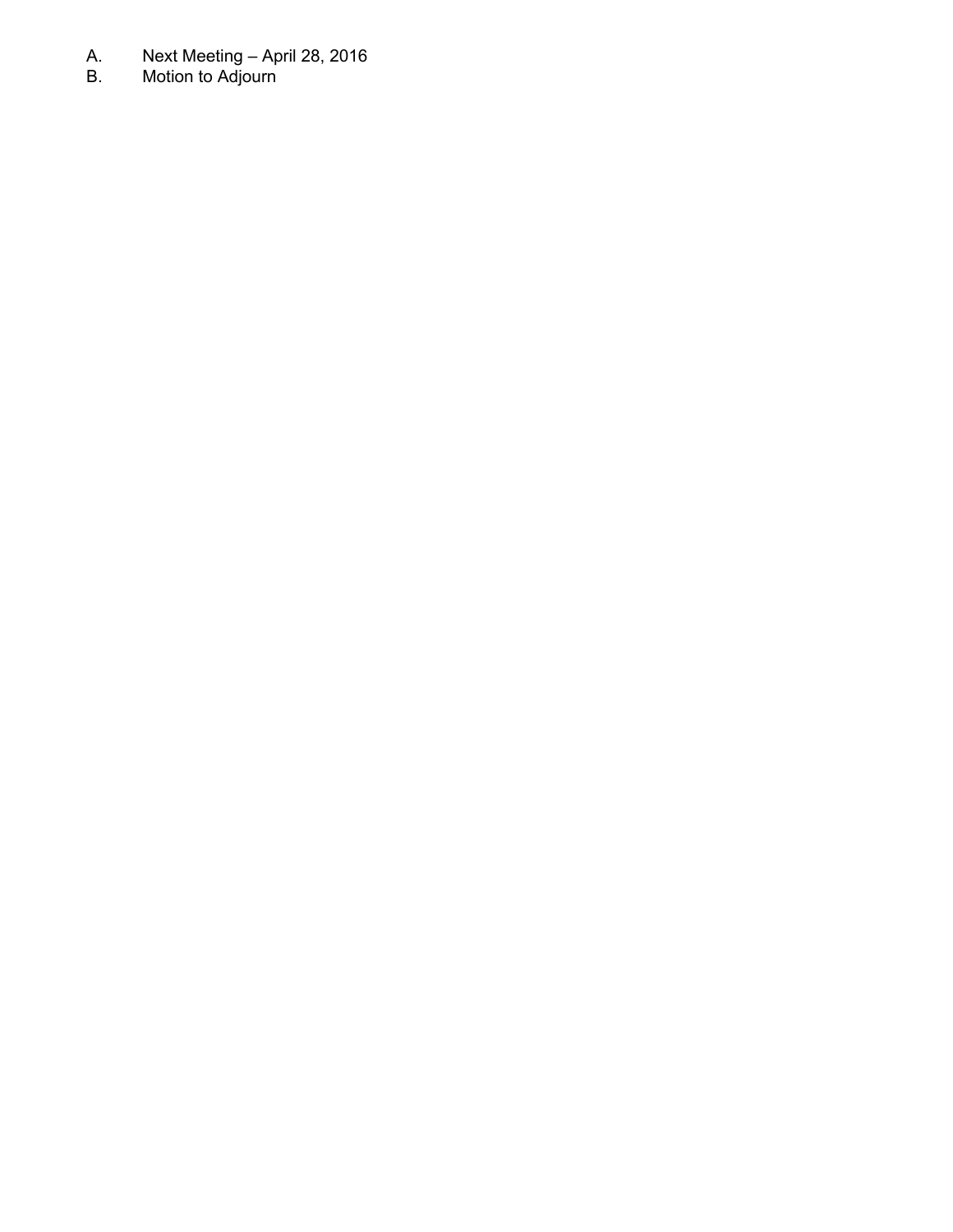A. Next Meeting – April 28, 2016
B. Motion to Adjourn